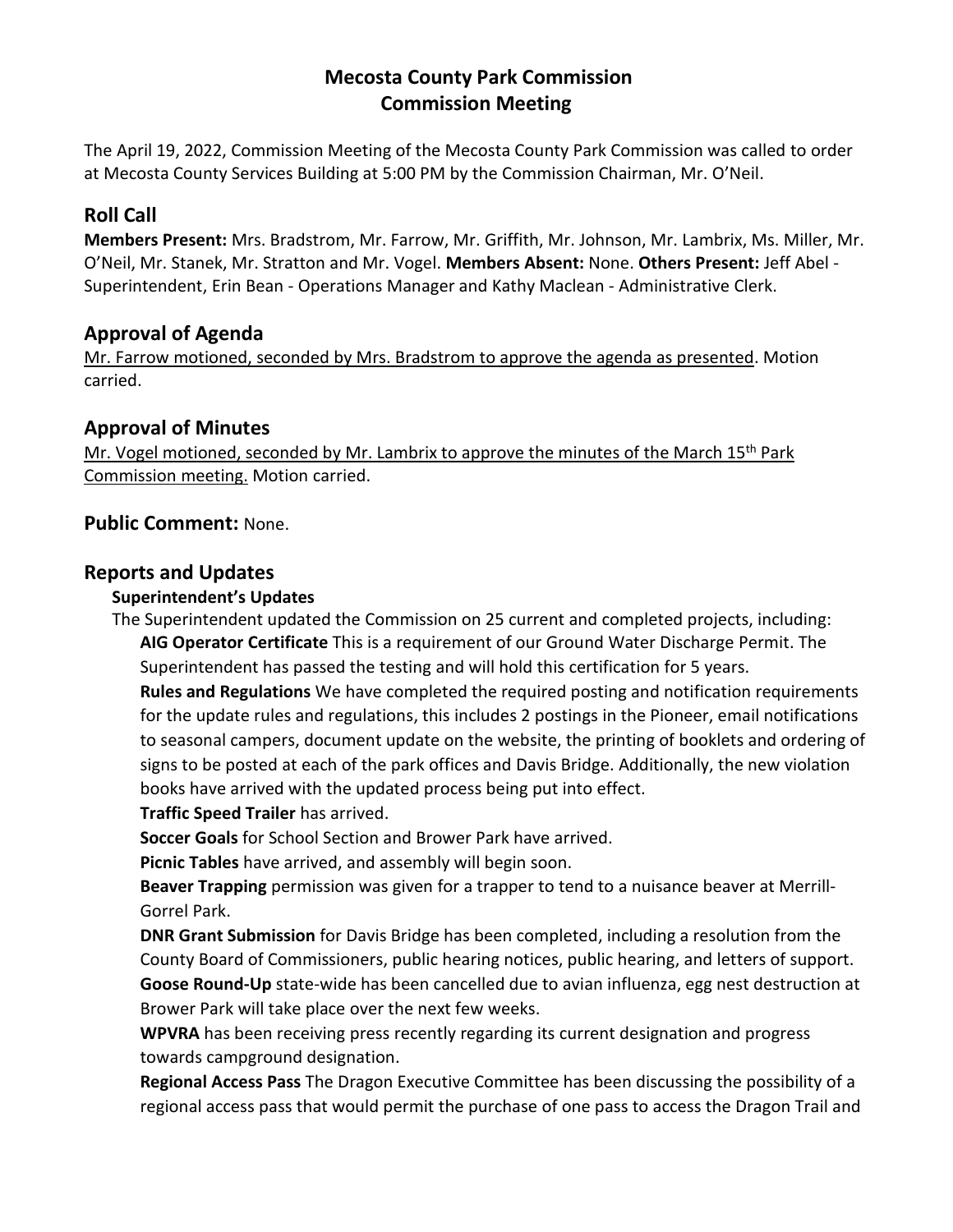# Mecosta County Park Commission
# Commission Meeting

The April 19, 2022, Commission Meeting of the Mecosta County Park Commission was called to order at Mecosta County Services Building at 5:00 PM by the Commission Chairman, Mr. O'Neil.

## Roll Call

**Members Present:** Mrs. Bradstrom, Mr. Farrow, Mr. Griffith, Mr. Johnson, Mr. Lambrix, Ms. Miller, Mr. O'Neil, Mr. Stanek, Mr. Stratton and Mr. Vogel. **Members Absent:** None. **Others Present:** Jeff Abel - Superintendent, Erin Bean - Operations Manager and Kathy Maclean - Administrative Clerk.

## Approval of Agenda

Mr. Farrow motioned, seconded by Mrs. Bradstrom to approve the agenda as presented. Motion carried.

## Approval of Minutes

Mr. Vogel motioned, seconded by Mr. Lambrix to approve the minutes of the March 15th Park Commission meeting. Motion carried.

## Public Comment: None.

## Reports and Updates

### Superintendent's Updates

The Superintendent updated the Commission on 25 current and completed projects, including:

**AIG Operator Certificate** This is a requirement of our Ground Water Discharge Permit. The Superintendent has passed the testing and will hold this certification for 5 years.

**Rules and Regulations** We have completed the required posting and notification requirements for the update rules and regulations, this includes 2 postings in the Pioneer, email notifications to seasonal campers, document update on the website, the printing of booklets and ordering of signs to be posted at each of the park offices and Davis Bridge. Additionally, the new violation books have arrived with the updated process being put into effect.

**Traffic Speed Trailer** has arrived.

**Soccer Goals** for School Section and Brower Park have arrived.

**Picnic Tables** have arrived, and assembly will begin soon.

**Beaver Trapping** permission was given for a trapper to tend to a nuisance beaver at Merrill-Gorrel Park.

**DNR Grant Submission** for Davis Bridge has been completed, including a resolution from the County Board of Commissioners, public hearing notices, public hearing, and letters of support.

**Goose Round-Up** state-wide has been cancelled due to avian influenza, egg nest destruction at Brower Park will take place over the next few weeks.

**WPVRA** has been receiving press recently regarding its current designation and progress towards campground designation.

**Regional Access Pass** The Dragon Executive Committee has been discussing the possibility of a regional access pass that would permit the purchase of one pass to access the Dragon Trail and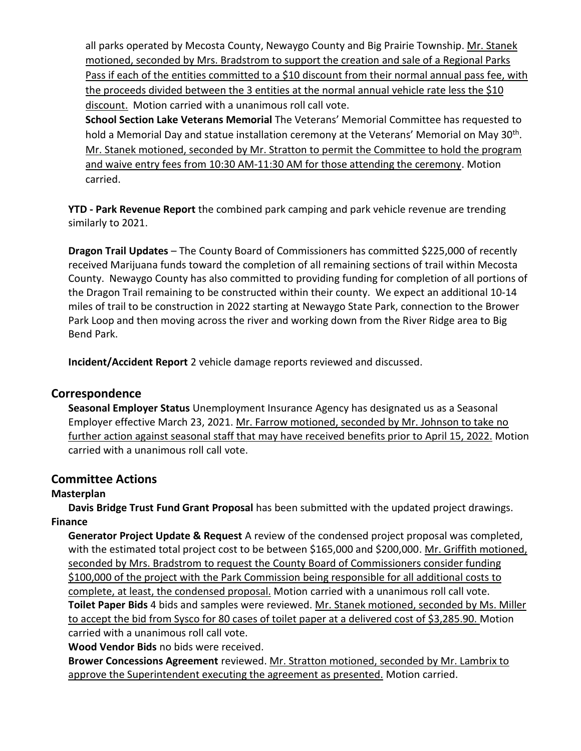all parks operated by Mecosta County, Newaygo County and Big Prairie Township. Mr. Stanek motioned, seconded by Mrs. Bradstrom to support the creation and sale of a Regional Parks Pass if each of the entities committed to a $10 discount from their normal annual pass fee, with the proceeds divided between the 3 entities at the normal annual vehicle rate less the $10 discount. Motion carried with a unanimous roll call vote.

**School Section Lake Veterans Memorial** The Veterans' Memorial Committee has requested to hold a Memorial Day and statue installation ceremony at the Veterans' Memorial on May 30th. Mr. Stanek motioned, seconded by Mr. Stratton to permit the Committee to hold the program and waive entry fees from 10:30 AM-11:30 AM for those attending the ceremony. Motion carried.

**YTD - Park Revenue Report** the combined park camping and park vehicle revenue are trending similarly to 2021.

**Dragon Trail Updates** – The County Board of Commissioners has committed $225,000 of recently received Marijuana funds toward the completion of all remaining sections of trail within Mecosta County. Newaygo County has also committed to providing funding for completion of all portions of the Dragon Trail remaining to be constructed within their county. We expect an additional 10-14 miles of trail to be construction in 2022 starting at Newaygo State Park, connection to the Brower Park Loop and then moving across the river and working down from the River Ridge area to Big Bend Park.

**Incident/Accident Report** 2 vehicle damage reports reviewed and discussed.

## Correspondence

**Seasonal Employer Status** Unemployment Insurance Agency has designated us as a Seasonal Employer effective March 23, 2021. Mr. Farrow motioned, seconded by Mr. Johnson to take no further action against seasonal staff that may have received benefits prior to April 15, 2022. Motion carried with a unanimous roll call vote.

## Committee Actions

**Masterplan**

**Davis Bridge Trust Fund Grant Proposal** has been submitted with the updated project drawings.

**Finance**

**Generator Project Update & Request** A review of the condensed project proposal was completed, with the estimated total project cost to be between $165,000 and $200,000. Mr. Griffith motioned, seconded by Mrs. Bradstrom to request the County Board of Commissioners consider funding $100,000 of the project with the Park Commission being responsible for all additional costs to complete, at least, the condensed proposal. Motion carried with a unanimous roll call vote.

**Toilet Paper Bids** 4 bids and samples were reviewed. Mr. Stanek motioned, seconded by Ms. Miller to accept the bid from Sysco for 80 cases of toilet paper at a delivered cost of $3,285.90. Motion carried with a unanimous roll call vote.

**Wood Vendor Bids** no bids were received.

**Brower Concessions Agreement** reviewed. Mr. Stratton motioned, seconded by Mr. Lambrix to approve the Superintendent executing the agreement as presented. Motion carried.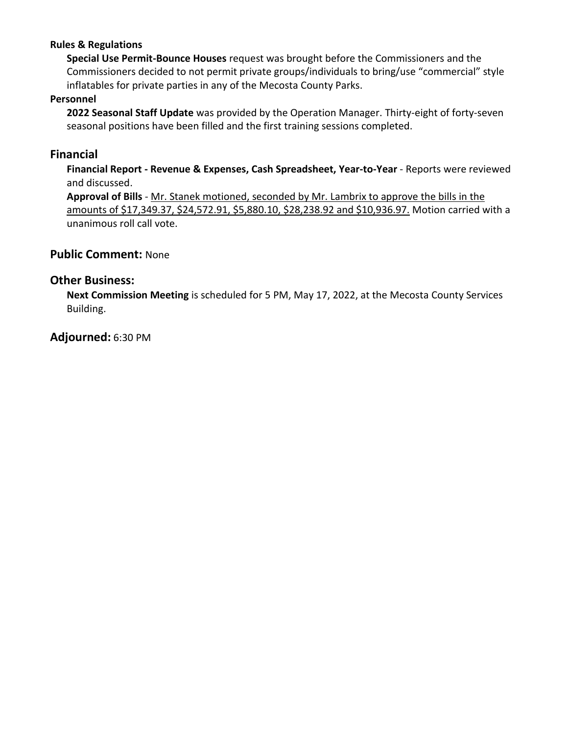**Rules & Regulations**

**Special Use Permit-Bounce Houses** request was brought before the Commissioners and the Commissioners decided to not permit private groups/individuals to bring/use "commercial" style inflatables for private parties in any of the Mecosta County Parks.

**Personnel**

**2022 Seasonal Staff Update** was provided by the Operation Manager. Thirty-eight of forty-seven seasonal positions have been filled and the first training sessions completed.

## Financial

**Financial Report - Revenue & Expenses, Cash Spreadsheet, Year-to-Year** - Reports were reviewed and discussed.

**Approval of Bills** - Mr. Stanek motioned, seconded by Mr. Lambrix to approve the bills in the amounts of $17,349.37, $24,572.91, $5,880.10, $28,238.92 and $10,936.97. Motion carried with a unanimous roll call vote.

## Public Comment: None

## Other Business:

**Next Commission Meeting** is scheduled for 5 PM, May 17, 2022, at the Mecosta County Services Building.

## Adjourned: 6:30 PM